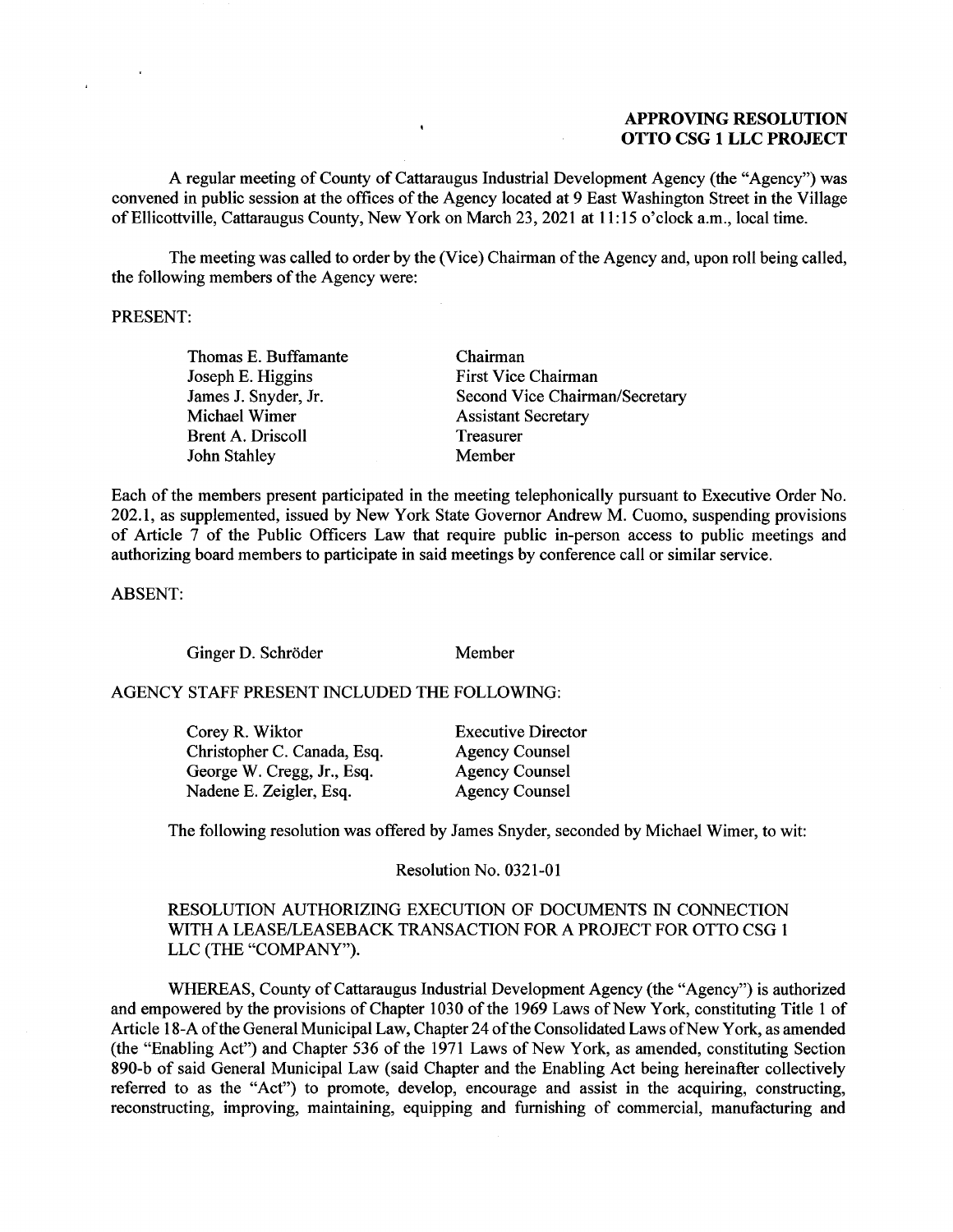**APPROVING RESOLUTION**
**OTTO CSG 1 LLC PROJECT**

A regular meeting of County of Cattaraugus Industrial Development Agency (the "Agency") was convened in public session at the offices of the Agency located at 9 East Washington Street in the Village of Ellicottville, Cattaraugus County, New York on March 23, 2021 at 11:15 o'clock a.m., local time.

The meeting was called to order by the (Vice) Chairman of the Agency and, upon roll being called, the following members of the Agency were:

PRESENT:

| | |
|---|---|
| Thomas E. Buffamante | Chairman |
| Joseph E. Higgins | First Vice Chairman |
| James J. Snyder, Jr. | Second Vice Chairman/Secretary |
| Michael Wimer | Assistant Secretary |
| Brent A. Driscoll | Treasurer |
| John Stahley | Member |

Each of the members present participated in the meeting telephonically pursuant to Executive Order No. 202.1, as supplemented, issued by New York State Governor Andrew M. Cuomo, suspending provisions of Article 7 of the Public Officers Law that require public in-person access to public meetings and authorizing board members to participate in said meetings by conference call or similar service.

ABSENT:

| | |
|---|---|
| Ginger D. Schröder | Member |

AGENCY STAFF PRESENT INCLUDED THE FOLLOWING:

| | |
|---|---|
| Corey R. Wiktor | Executive Director |
| Christopher C. Canada, Esq. | Agency Counsel |
| George W. Cregg, Jr., Esq. | Agency Counsel |
| Nadene E. Zeigler, Esq. | Agency Counsel |

The following resolution was offered by James Snyder, seconded by Michael Wimer, to wit:

Resolution No. 0321-01

RESOLUTION AUTHORIZING EXECUTION OF DOCUMENTS IN CONNECTION WITH A LEASE/LEASEBACK TRANSACTION FOR A PROJECT FOR OTTO CSG 1 LLC (THE "COMPANY").

WHEREAS, County of Cattaraugus Industrial Development Agency (the "Agency") is authorized and empowered by the provisions of Chapter 1030 of the 1969 Laws of New York, constituting Title 1 of Article 18-A of the General Municipal Law, Chapter 24 of the Consolidated Laws of New York, as amended (the "Enabling Act") and Chapter 536 of the 1971 Laws of New York, as amended, constituting Section 890-b of said General Municipal Law (said Chapter and the Enabling Act being hereinafter collectively referred to as the "Act") to promote, develop, encourage and assist in the acquiring, constructing, reconstructing, improving, maintaining, equipping and furnishing of commercial, manufacturing and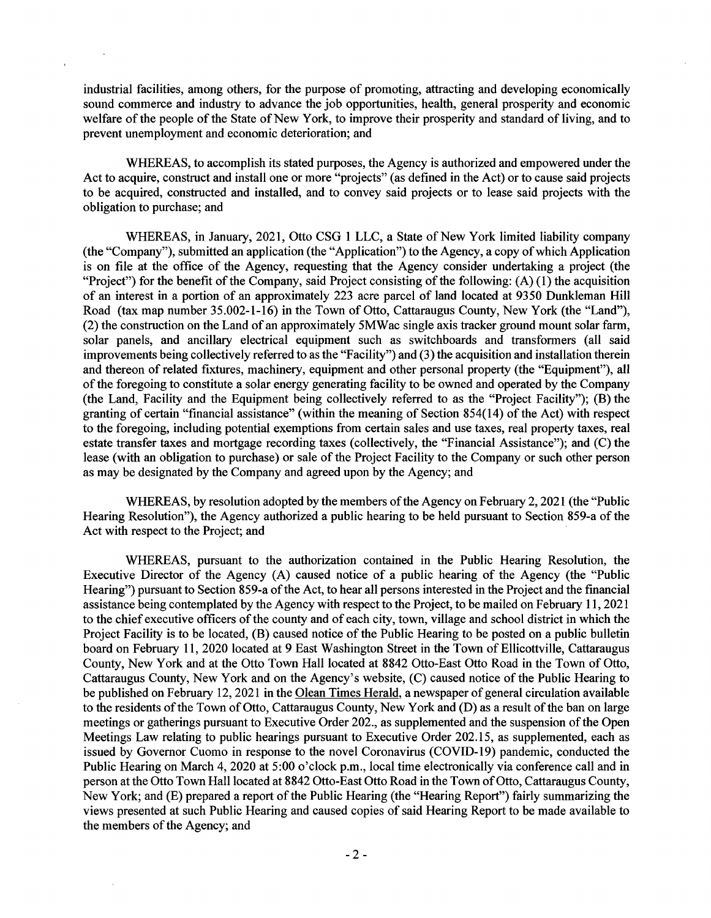industrial facilities, among others, for the purpose of promoting, attracting and developing economically sound commerce and industry to advance the job opportunities, health, general prosperity and economic welfare of the people of the State of New York, to improve their prosperity and standard of living, and to prevent unemployment and economic deterioration; and

WHEREAS, to accomplish its stated purposes, the Agency is authorized and empowered under the Act to acquire, construct and install one or more "projects" (as defined in the Act) or to cause said projects to be acquired, constructed and installed, and to convey said projects or to lease said projects with the obligation to purchase; and

WHEREAS, in January, 2021, Otto CSG 1 LLC, a State of New York limited liability company (the "Company"), submitted an application (the "Application") to the Agency, a copy of which Application is on file at the office of the Agency, requesting that the Agency consider undertaking a project (the "Project") for the benefit of the Company, said Project consisting of the following: (A) (1) the acquisition of an interest in a portion of an approximately 223 acre parcel of land located at 9350 Dunkleman Hill Road (tax map number 35.002-1-16) in the Town of Otto, Cattaraugus County, New York (the "Land"), (2) the construction on the Land of an approximately 5MWac single axis tracker ground mount solar farm, solar panels, and ancillary electrical equipment such as switchboards and transformers (all said improvements being collectively referred to as the "Facility") and (3) the acquisition and installation therein and thereon of related fixtures, machinery, equipment and other personal property (the "Equipment"), all of the foregoing to constitute a solar energy generating facility to be owned and operated by the Company (the Land, Facility and the Equipment being collectively referred to as the "Project Facility"); (B) the granting of certain "financial assistance" (within the meaning of Section 854(14) of the Act) with respect to the foregoing, including potential exemptions from certain sales and use taxes, real property taxes, real estate transfer taxes and mortgage recording taxes (collectively, the "Financial Assistance"); and (C) the lease (with an obligation to purchase) or sale of the Project Facility to the Company or such other person as may be designated by the Company and agreed upon by the Agency; and

WHEREAS, by resolution adopted by the members of the Agency on February 2, 2021 (the "Public Hearing Resolution"), the Agency authorized a public hearing to be held pursuant to Section 859-a of the Act with respect to the Project; and

WHEREAS, pursuant to the authorization contained in the Public Hearing Resolution, the Executive Director of the Agency (A) caused notice of a public hearing of the Agency (the "Public Hearing") pursuant to Section 859-a of the Act, to hear all persons interested in the Project and the financial assistance being contemplated by the Agency with respect to the Project, to be mailed on February 11, 2021 to the chief executive officers of the county and of each city, town, village and school district in which the Project Facility is to be located, (B) caused notice of the Public Hearing to be posted on a public bulletin board on February 11, 2020 located at 9 East Washington Street in the Town of Ellicottville, Cattaraugus County, New York and at the Otto Town Hall located at 8842 Otto-East Otto Road in the Town of Otto, Cattaraugus County, New York and on the Agency's website, (C) caused notice of the Public Hearing to be published on February 12, 2021 in the Olean Times Herald, a newspaper of general circulation available to the residents of the Town of Otto, Cattaraugus County, New York and (D) as a result of the ban on large meetings or gatherings pursuant to Executive Order 202., as supplemented and the suspension of the Open Meetings Law relating to public hearings pursuant to Executive Order 202.15, as supplemented, each as issued by Governor Cuomo in response to the novel Coronavirus (COVID-19) pandemic, conducted the Public Hearing on March 4, 2020 at 5:00 o'clock p.m., local time electronically via conference call and in person at the Otto Town Hall located at 8842 Otto-East Otto Road in the Town of Otto, Cattaraugus County, New York; and (E) prepared a report of the Public Hearing (the "Hearing Report") fairly summarizing the views presented at such Public Hearing and caused copies of said Hearing Report to be made available to the members of the Agency; and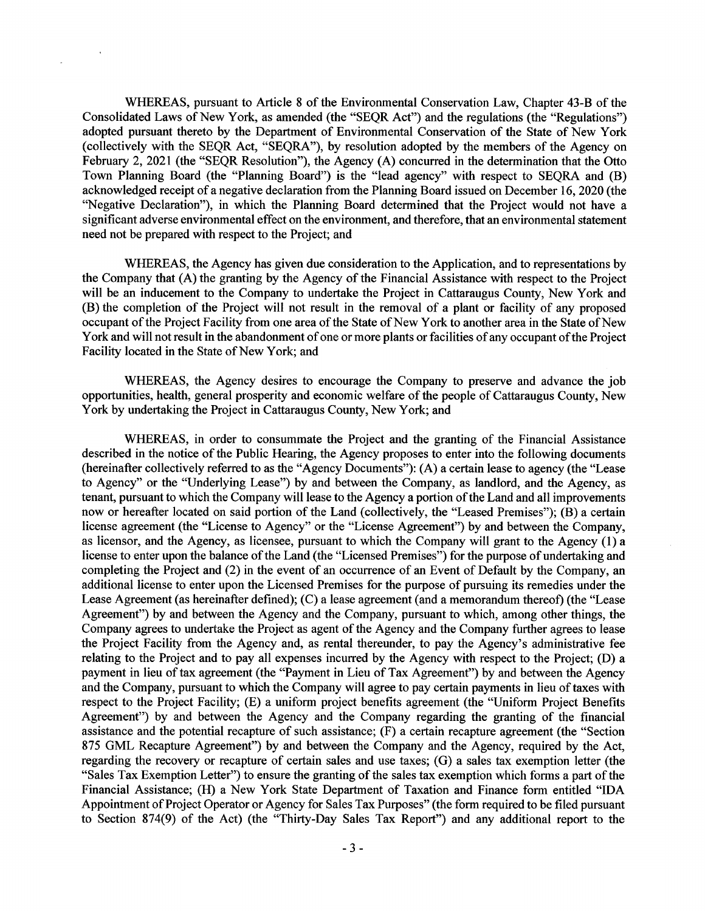WHEREAS, pursuant to Article 8 of the Environmental Conservation Law, Chapter 43-B of the Consolidated Laws of New York, as amended (the "SEQR Act") and the regulations (the "Regulations") adopted pursuant thereto by the Department of Environmental Conservation of the State of New York (collectively with the SEQR Act, "SEQRA"), by resolution adopted by the members of the Agency on February 2, 2021 (the "SEQR Resolution"), the Agency (A) concurred in the determination that the Otto Town Planning Board (the "Planning Board") is the "lead agency" with respect to SEQRA and (B) acknowledged receipt of a negative declaration from the Planning Board issued on December 16, 2020 (the "Negative Declaration"), in which the Planning Board determined that the Project would not have a significant adverse environmental effect on the environment, and therefore, that an environmental statement need not be prepared with respect to the Project; and

WHEREAS, the Agency has given due consideration to the Application, and to representations by the Company that (A) the granting by the Agency of the Financial Assistance with respect to the Project will be an inducement to the Company to undertake the Project in Cattaraugus County, New York and (B) the completion of the Project will not result in the removal of a plant or facility of any proposed occupant of the Project Facility from one area of the State of New York to another area in the State of New York and will not result in the abandonment of one or more plants or facilities of any occupant of the Project Facility located in the State of New York; and

WHEREAS, the Agency desires to encourage the Company to preserve and advance the job opportunities, health, general prosperity and economic welfare of the people of Cattaraugus County, New York by undertaking the Project in Cattaraugus County, New York; and

WHEREAS, in order to consummate the Project and the granting of the Financial Assistance described in the notice of the Public Hearing, the Agency proposes to enter into the following documents (hereinafter collectively referred to as the "Agency Documents"): (A) a certain lease to agency (the "Lease to Agency" or the "Underlying Lease") by and between the Company, as landlord, and the Agency, as tenant, pursuant to which the Company will lease to the Agency a portion of the Land and all improvements now or hereafter located on said portion of the Land (collectively, the "Leased Premises"); (B) a certain license agreement (the "License to Agency" or the "License Agreement") by and between the Company, as licensor, and the Agency, as licensee, pursuant to which the Company will grant to the Agency (1) a license to enter upon the balance of the Land (the "Licensed Premises") for the purpose of undertaking and completing the Project and (2) in the event of an occurrence of an Event of Default by the Company, an additional license to enter upon the Licensed Premises for the purpose of pursuing its remedies under the Lease Agreement (as hereinafter defined); (C) a lease agreement (and a memorandum thereof) (the "Lease Agreement") by and between the Agency and the Company, pursuant to which, among other things, the Company agrees to undertake the Project as agent of the Agency and the Company further agrees to lease the Project Facility from the Agency and, as rental thereunder, to pay the Agency's administrative fee relating to the Project and to pay all expenses incurred by the Agency with respect to the Project; (D) a payment in lieu of tax agreement (the "Payment in Lieu of Tax Agreement") by and between the Agency and the Company, pursuant to which the Company will agree to pay certain payments in lieu of taxes with respect to the Project Facility; (E) a uniform project benefits agreement (the "Uniform Project Benefits Agreement") by and between the Agency and the Company regarding the granting of the financial assistance and the potential recapture of such assistance; (F) a certain recapture agreement (the "Section 875 GML Recapture Agreement") by and between the Company and the Agency, required by the Act, regarding the recovery or recapture of certain sales and use taxes; (G) a sales tax exemption letter (the "Sales Tax Exemption Letter") to ensure the granting of the sales tax exemption which forms a part of the Financial Assistance; (H) a New York State Department of Taxation and Finance form entitled "IDA Appointment of Project Operator or Agency for Sales Tax Purposes" (the form required to be filed pursuant to Section 874(9) of the Act) (the "Thirty-Day Sales Tax Report") and any additional report to the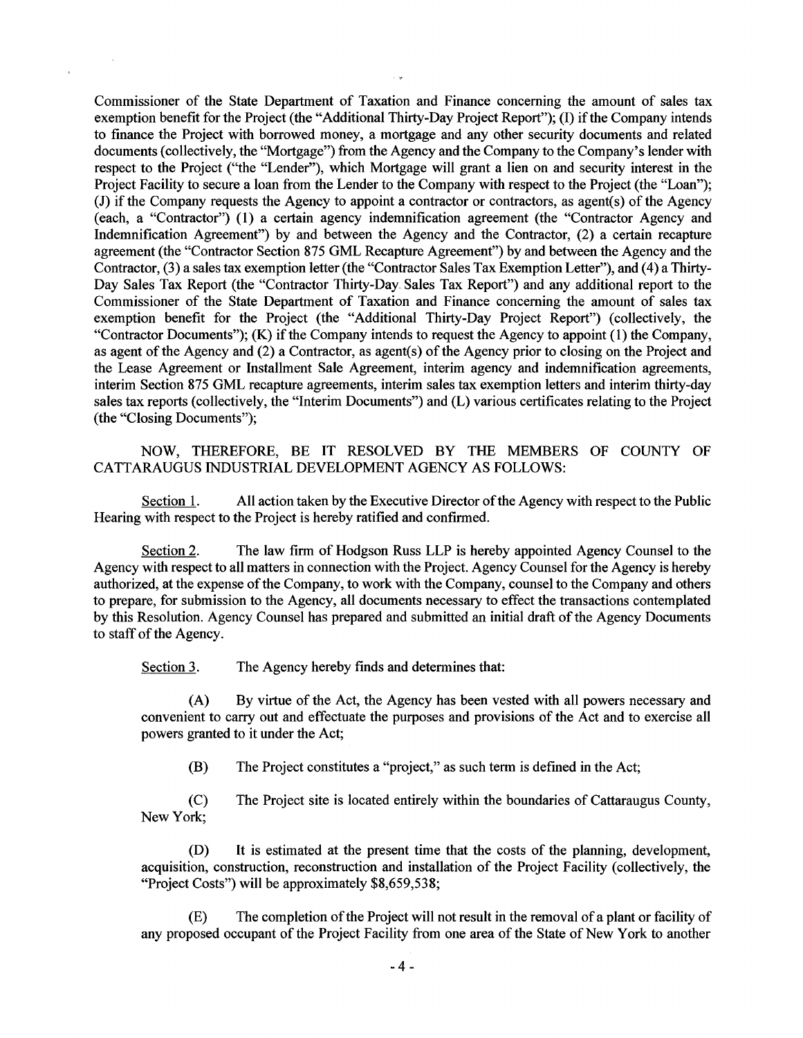Commissioner of the State Department of Taxation and Finance concerning the amount of sales tax exemption benefit for the Project (the "Additional Thirty-Day Project Report"); (I) if the Company intends to finance the Project with borrowed money, a mortgage and any other security documents and related documents (collectively, the "Mortgage") from the Agency and the Company to the Company's lender with respect to the Project ("the "Lender"), which Mortgage will grant a lien on and security interest in the Project Facility to secure a loan from the Lender to the Company with respect to the Project (the "Loan"); (J) if the Company requests the Agency to appoint a contractor or contractors, as agent(s) of the Agency (each, a "Contractor") (1) a certain agency indemnification agreement (the "Contractor Agency and Indemnification Agreement") by and between the Agency and the Contractor, (2) a certain recapture agreement (the "Contractor Section 875 GML Recapture Agreement") by and between the Agency and the Contractor, (3) a sales tax exemption letter (the "Contractor Sales Tax Exemption Letter"), and (4) a Thirty-Day Sales Tax Report (the "Contractor Thirty-Day Sales Tax Report") and any additional report to the Commissioner of the State Department of Taxation and Finance concerning the amount of sales tax exemption benefit for the Project (the "Additional Thirty-Day Project Report") (collectively, the "Contractor Documents"); (K) if the Company intends to request the Agency to appoint (1) the Company, as agent of the Agency and (2) a Contractor, as agent(s) of the Agency prior to closing on the Project and the Lease Agreement or Installment Sale Agreement, interim agency and indemnification agreements, interim Section 875 GML recapture agreements, interim sales tax exemption letters and interim thirty-day sales tax reports (collectively, the "Interim Documents") and (L) various certificates relating to the Project (the "Closing Documents");

NOW, THEREFORE, BE IT RESOLVED BY THE MEMBERS OF COUNTY OF CATTARAUGUS INDUSTRIAL DEVELOPMENT AGENCY AS FOLLOWS:

Section 1. All action taken by the Executive Director of the Agency with respect to the Public Hearing with respect to the Project is hereby ratified and confirmed.

Section 2. The law firm of Hodgson Russ LLP is hereby appointed Agency Counsel to the Agency with respect to all matters in connection with the Project. Agency Counsel for the Agency is hereby authorized, at the expense of the Company, to work with the Company, counsel to the Company and others to prepare, for submission to the Agency, all documents necessary to effect the transactions contemplated by this Resolution. Agency Counsel has prepared and submitted an initial draft of the Agency Documents to staff of the Agency.

Section 3. The Agency hereby finds and determines that:

(A) By virtue of the Act, the Agency has been vested with all powers necessary and convenient to carry out and effectuate the purposes and provisions of the Act and to exercise all powers granted to it under the Act;

(B) The Project constitutes a "project," as such term is defined in the Act;

(C) The Project site is located entirely within the boundaries of Cattaraugus County, New York;

(D) It is estimated at the present time that the costs of the planning, development, acquisition, construction, reconstruction and installation of the Project Facility (collectively, the "Project Costs") will be approximately $8,659,538;

(E) The completion of the Project will not result in the removal of a plant or facility of any proposed occupant of the Project Facility from one area of the State of New York to another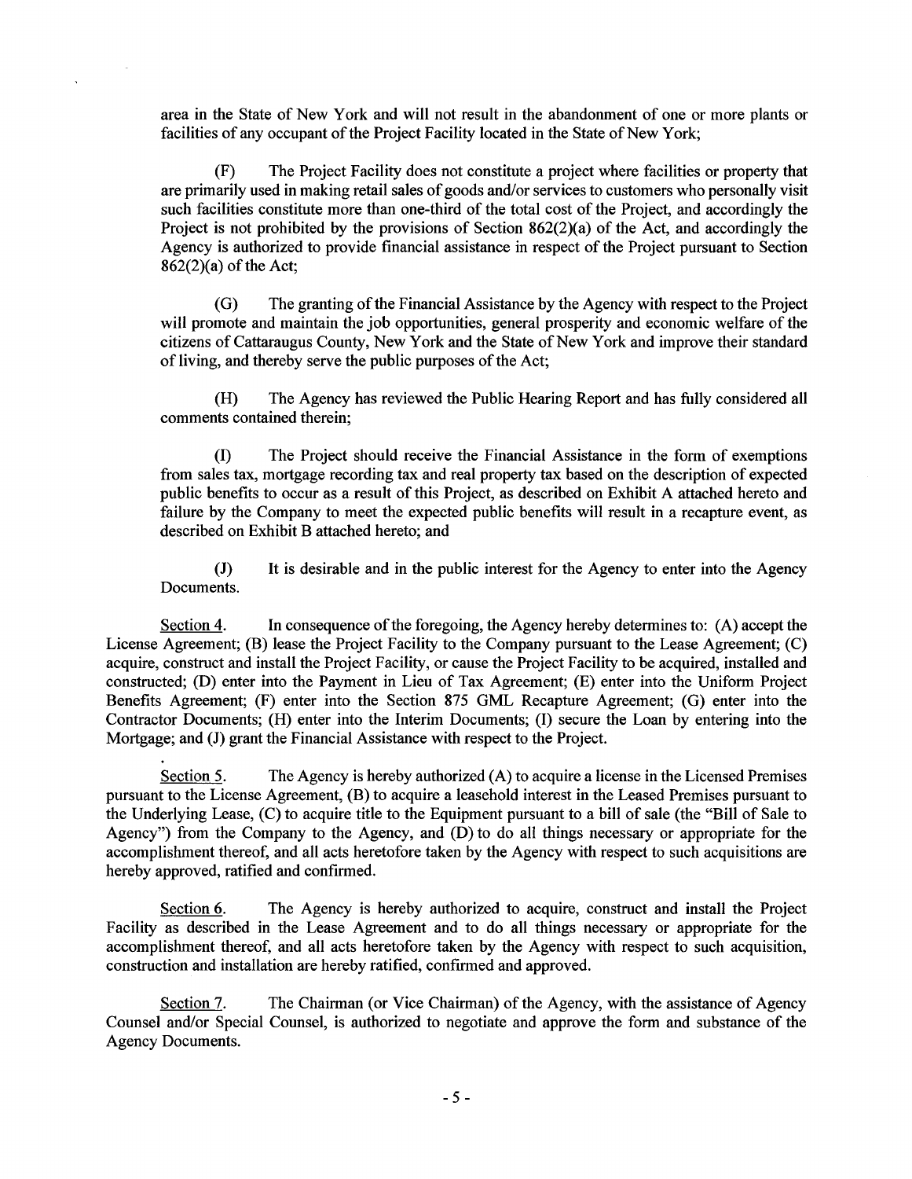area in the State of New York and will not result in the abandonment of one or more plants or facilities of any occupant of the Project Facility located in the State of New York;

(F) The Project Facility does not constitute a project where facilities or property that are primarily used in making retail sales of goods and/or services to customers who personally visit such facilities constitute more than one-third of the total cost of the Project, and accordingly the Project is not prohibited by the provisions of Section 862(2)(a) of the Act, and accordingly the Agency is authorized to provide financial assistance in respect of the Project pursuant to Section 862(2)(a) of the Act;

(G) The granting of the Financial Assistance by the Agency with respect to the Project will promote and maintain the job opportunities, general prosperity and economic welfare of the citizens of Cattaraugus County, New York and the State of New York and improve their standard of living, and thereby serve the public purposes of the Act;

(H) The Agency has reviewed the Public Hearing Report and has fully considered all comments contained therein;

(I) The Project should receive the Financial Assistance in the form of exemptions from sales tax, mortgage recording tax and real property tax based on the description of expected public benefits to occur as a result of this Project, as described on Exhibit A attached hereto and failure by the Company to meet the expected public benefits will result in a recapture event, as described on Exhibit B attached hereto; and

(J) It is desirable and in the public interest for the Agency to enter into the Agency Documents.

Section 4. In consequence of the foregoing, the Agency hereby determines to: (A) accept the License Agreement; (B) lease the Project Facility to the Company pursuant to the Lease Agreement; (C) acquire, construct and install the Project Facility, or cause the Project Facility to be acquired, installed and constructed; (D) enter into the Payment in Lieu of Tax Agreement; (E) enter into the Uniform Project Benefits Agreement; (F) enter into the Section 875 GML Recapture Agreement; (G) enter into the Contractor Documents; (H) enter into the Interim Documents; (I) secure the Loan by entering into the Mortgage; and (J) grant the Financial Assistance with respect to the Project.

Section 5. The Agency is hereby authorized (A) to acquire a license in the Licensed Premises pursuant to the License Agreement, (B) to acquire a leasehold interest in the Leased Premises pursuant to the Underlying Lease, (C) to acquire title to the Equipment pursuant to a bill of sale (the "Bill of Sale to Agency") from the Company to the Agency, and (D) to do all things necessary or appropriate for the accomplishment thereof, and all acts heretofore taken by the Agency with respect to such acquisitions are hereby approved, ratified and confirmed.

Section 6. The Agency is hereby authorized to acquire, construct and install the Project Facility as described in the Lease Agreement and to do all things necessary or appropriate for the accomplishment thereof, and all acts heretofore taken by the Agency with respect to such acquisition, construction and installation are hereby ratified, confirmed and approved.

Section 7. The Chairman (or Vice Chairman) of the Agency, with the assistance of Agency Counsel and/or Special Counsel, is authorized to negotiate and approve the form and substance of the Agency Documents.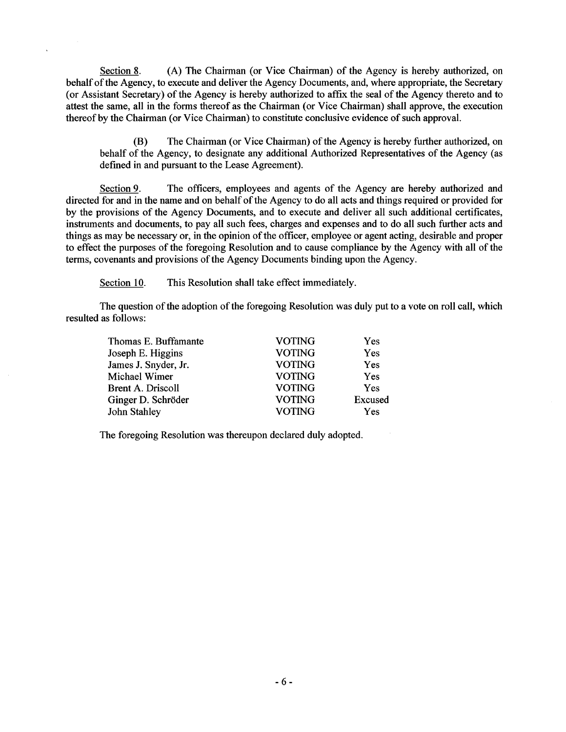Section 8. (A) The Chairman (or Vice Chairman) of the Agency is hereby authorized, on behalf of the Agency, to execute and deliver the Agency Documents, and, where appropriate, the Secretary (or Assistant Secretary) of the Agency is hereby authorized to affix the seal of the Agency thereto and to attest the same, all in the forms thereof as the Chairman (or Vice Chairman) shall approve, the execution thereof by the Chairman (or Vice Chairman) to constitute conclusive evidence of such approval.

(B) The Chairman (or Vice Chairman) of the Agency is hereby further authorized, on behalf of the Agency, to designate any additional Authorized Representatives of the Agency (as defined in and pursuant to the Lease Agreement).

Section 9. The officers, employees and agents of the Agency are hereby authorized and directed for and in the name and on behalf of the Agency to do all acts and things required or provided for by the provisions of the Agency Documents, and to execute and deliver all such additional certificates, instruments and documents, to pay all such fees, charges and expenses and to do all such further acts and things as may be necessary or, in the opinion of the officer, employee or agent acting, desirable and proper to effect the purposes of the foregoing Resolution and to cause compliance by the Agency with all of the terms, covenants and provisions of the Agency Documents binding upon the Agency.

Section 10. This Resolution shall take effect immediately.

The question of the adoption of the foregoing Resolution was duly put to a vote on roll call, which resulted as follows:

| | | |
|---|---|---|
| Thomas E. Buffamante | VOTING | Yes |
| Joseph E. Higgins | VOTING | Yes |
| James J. Snyder, Jr. | VOTING | Yes |
| Michael Wimer | VOTING | Yes |
| Brent A. Driscoll | VOTING | Yes |
| Ginger D. Schröder | VOTING | Excused |
| John Stahley | VOTING | Yes |

The foregoing Resolution was thereupon declared duly adopted.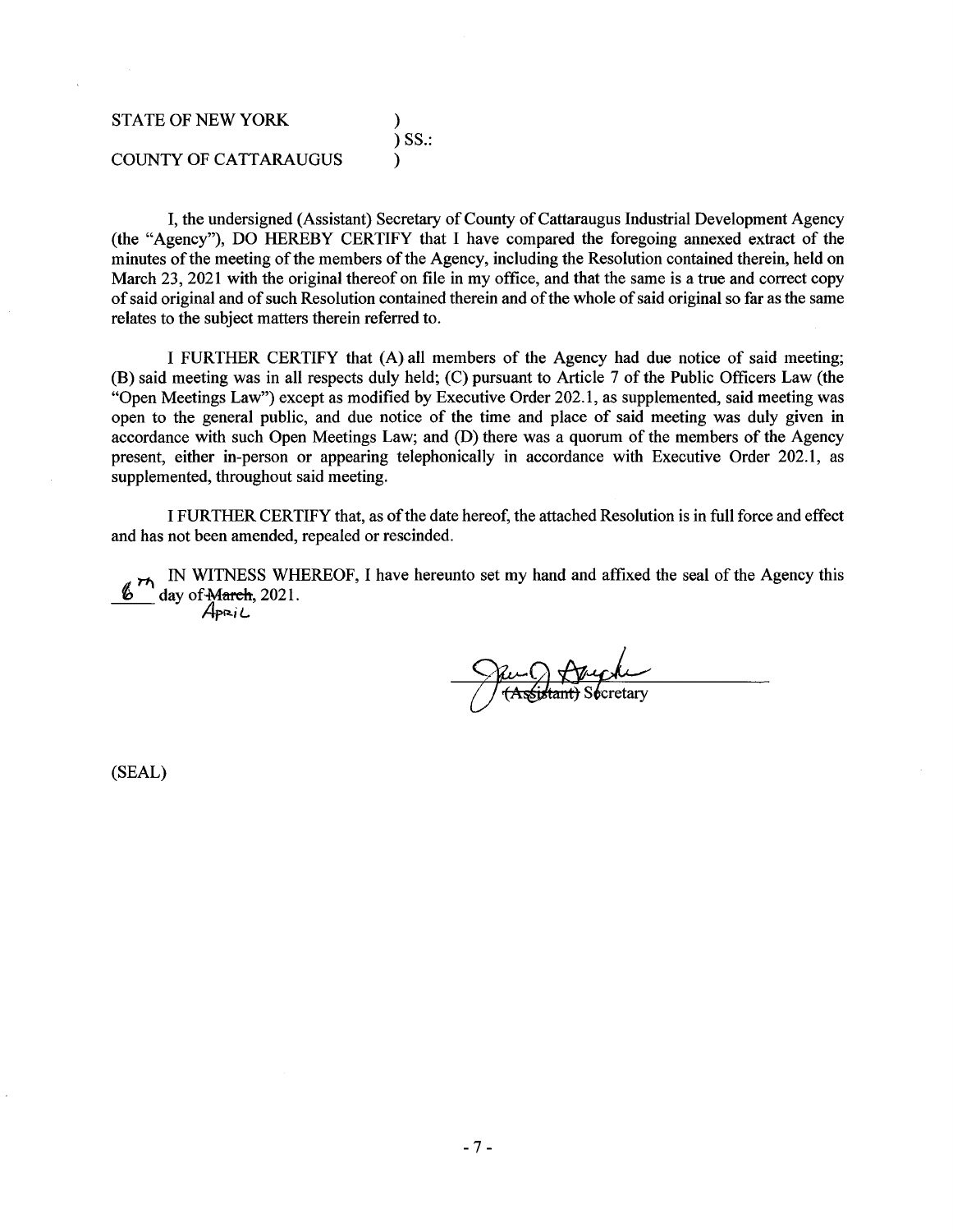STATE OF NEW YORK )
) SS.:
COUNTY OF CATTARAUGUS )

I, the undersigned (Assistant) Secretary of County of Cattaraugus Industrial Development Agency (the "Agency"), DO HEREBY CERTIFY that I have compared the foregoing annexed extract of the minutes of the meeting of the members of the Agency, including the Resolution contained therein, held on March 23, 2021 with the original thereof on file in my office, and that the same is a true and correct copy of said original and of such Resolution contained therein and of the whole of said original so far as the same relates to the subject matters therein referred to.

I FURTHER CERTIFY that (A) all members of the Agency had due notice of said meeting; (B) said meeting was in all respects duly held; (C) pursuant to Article 7 of the Public Officers Law (the "Open Meetings Law") except as modified by Executive Order 202.1, as supplemented, said meeting was open to the general public, and due notice of the time and place of said meeting was duly given in accordance with such Open Meetings Law; and (D) there was a quorum of the members of the Agency present, either in-person or appearing telephonically in accordance with Executive Order 202.1, as supplemented, throughout said meeting.

I FURTHER CERTIFY that, as of the date hereof, the attached Resolution is in full force and effect and has not been amended, repealed or rescinded.

IN WITNESS WHEREOF, I have hereunto set my hand and affixed the seal of the Agency this 6th day of ~~March~~ April, 2021.

(Assistant) Secretary

(SEAL)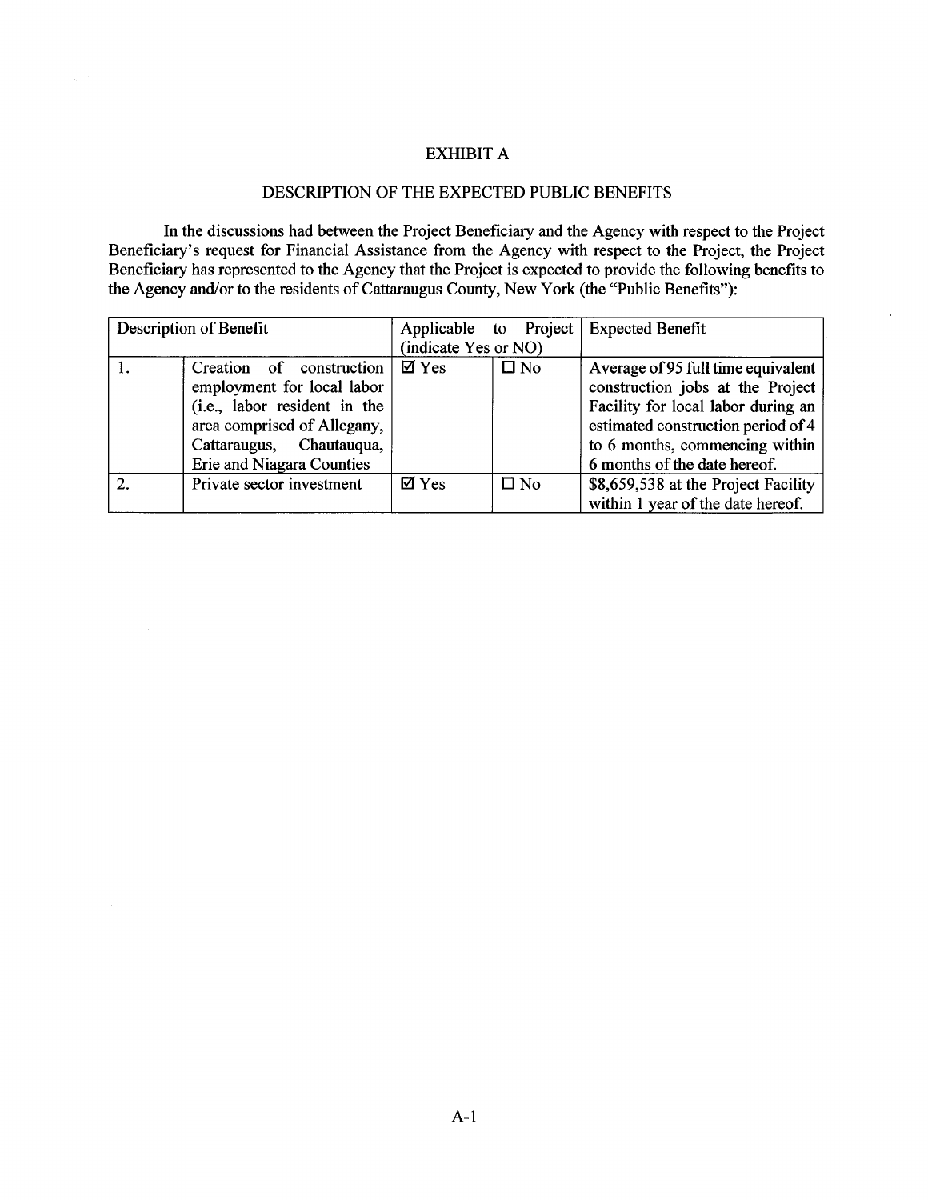# EXHIBIT A

## DESCRIPTION OF THE EXPECTED PUBLIC BENEFITS

In the discussions had between the Project Beneficiary and the Agency with respect to the Project Beneficiary's request for Financial Assistance from the Agency with respect to the Project, the Project Beneficiary has represented to the Agency that the Project is expected to provide the following benefits to the Agency and/or to the residents of Cattaraugus County, New York (the "Public Benefits"):

| Description of Benefit | | Applicable to Project (indicate Yes or NO) | | Expected Benefit |
|---|---|---|---|---|
| 1. | Creation of construction employment for local labor (i.e., labor resident in the area comprised of Allegany, Cattaraugus, Chautauqua, Erie and Niagara Counties | ☑ Yes | ☐ No | Average of 95 full time equivalent construction jobs at the Project Facility for local labor during an estimated construction period of 4 to 6 months, commencing within 6 months of the date hereof. |
| 2. | Private sector investment | ☑ Yes | ☐ No | $8,659,538 at the Project Facility within 1 year of the date hereof. |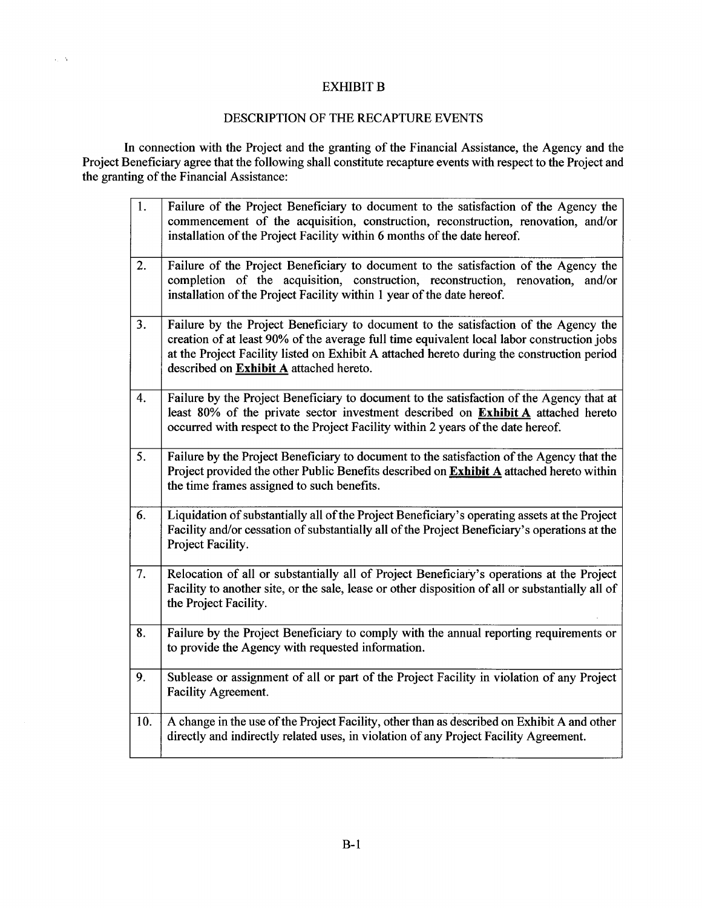# EXHIBIT B

## DESCRIPTION OF THE RECAPTURE EVENTS

In connection with the Project and the granting of the Financial Assistance, the Agency and the Project Beneficiary agree that the following shall constitute recapture events with respect to the Project and the granting of the Financial Assistance:

| | |
|---|---|
| 1. | Failure of the Project Beneficiary to document to the satisfaction of the Agency the commencement of the acquisition, construction, reconstruction, renovation, and/or installation of the Project Facility within 6 months of the date hereof. |
| 2. | Failure of the Project Beneficiary to document to the satisfaction of the Agency the completion of the acquisition, construction, reconstruction, renovation, and/or installation of the Project Facility within 1 year of the date hereof. |
| 3. | Failure by the Project Beneficiary to document to the satisfaction of the Agency the creation of at least 90% of the average full time equivalent local labor construction jobs at the Project Facility listed on Exhibit A attached hereto during the construction period described on **Exhibit A** attached hereto. |
| 4. | Failure by the Project Beneficiary to document to the satisfaction of the Agency that at least 80% of the private sector investment described on **Exhibit A** attached hereto occurred with respect to the Project Facility within 2 years of the date hereof. |
| 5. | Failure by the Project Beneficiary to document to the satisfaction of the Agency that the Project provided the other Public Benefits described on **Exhibit A** attached hereto within the time frames assigned to such benefits. |
| 6. | Liquidation of substantially all of the Project Beneficiary's operating assets at the Project Facility and/or cessation of substantially all of the Project Beneficiary's operations at the Project Facility. |
| 7. | Relocation of all or substantially all of Project Beneficiary's operations at the Project Facility to another site, or the sale, lease or other disposition of all or substantially all of the Project Facility. |
| 8. | Failure by the Project Beneficiary to comply with the annual reporting requirements or to provide the Agency with requested information. |
| 9. | Sublease or assignment of all or part of the Project Facility in violation of any Project Facility Agreement. |
| 10. | A change in the use of the Project Facility, other than as described on Exhibit A and other directly and indirectly related uses, in violation of any Project Facility Agreement. |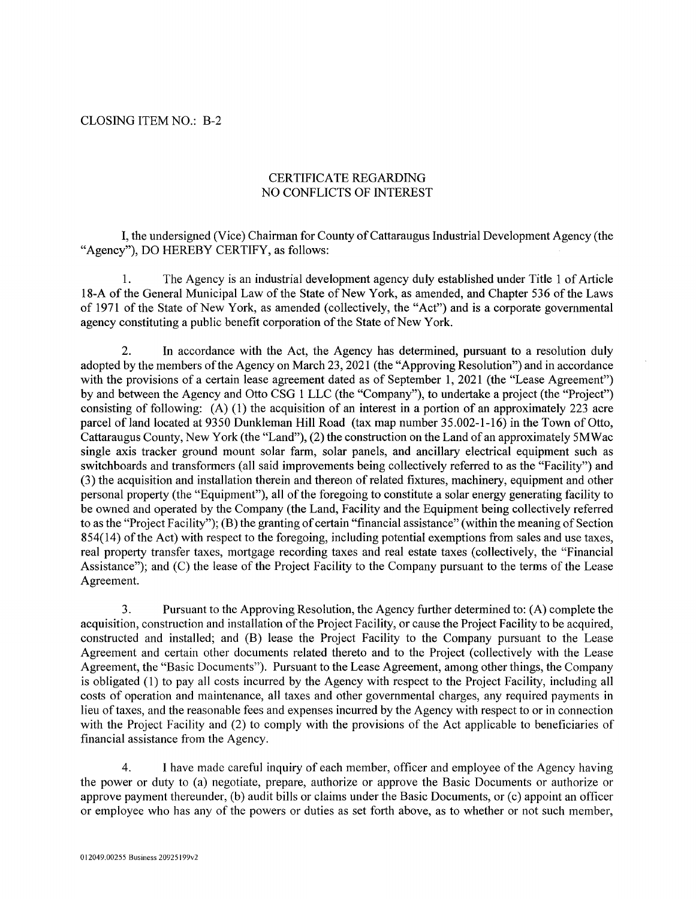CLOSING ITEM NO.: B-2

# CERTIFICATE REGARDING NO CONFLICTS OF INTEREST

I, the undersigned (Vice) Chairman for County of Cattaraugus Industrial Development Agency (the "Agency"), DO HEREBY CERTIFY, as follows:

1. The Agency is an industrial development agency duly established under Title 1 of Article 18-A of the General Municipal Law of the State of New York, as amended, and Chapter 536 of the Laws of 1971 of the State of New York, as amended (collectively, the "Act") and is a corporate governmental agency constituting a public benefit corporation of the State of New York.

2. In accordance with the Act, the Agency has determined, pursuant to a resolution duly adopted by the members of the Agency on March 23, 2021 (the "Approving Resolution") and in accordance with the provisions of a certain lease agreement dated as of September 1, 2021 (the "Lease Agreement") by and between the Agency and Otto CSG 1 LLC (the "Company"), to undertake a project (the "Project") consisting of following: (A) (1) the acquisition of an interest in a portion of an approximately 223 acre parcel of land located at 9350 Dunkleman Hill Road (tax map number 35.002-1-16) in the Town of Otto, Cattaraugus County, New York (the "Land"), (2) the construction on the Land of an approximately 5MWac single axis tracker ground mount solar farm, solar panels, and ancillary electrical equipment such as switchboards and transformers (all said improvements being collectively referred to as the "Facility") and (3) the acquisition and installation therein and thereon of related fixtures, machinery, equipment and other personal property (the "Equipment"), all of the foregoing to constitute a solar energy generating facility to be owned and operated by the Company (the Land, Facility and the Equipment being collectively referred to as the "Project Facility"); (B) the granting of certain "financial assistance" (within the meaning of Section 854(14) of the Act) with respect to the foregoing, including potential exemptions from sales and use taxes, real property transfer taxes, mortgage recording taxes and real estate taxes (collectively, the "Financial Assistance"); and (C) the lease of the Project Facility to the Company pursuant to the terms of the Lease Agreement.

3. Pursuant to the Approving Resolution, the Agency further determined to: (A) complete the acquisition, construction and installation of the Project Facility, or cause the Project Facility to be acquired, constructed and installed; and (B) lease the Project Facility to the Company pursuant to the Lease Agreement and certain other documents related thereto and to the Project (collectively with the Lease Agreement, the "Basic Documents"). Pursuant to the Lease Agreement, among other things, the Company is obligated (1) to pay all costs incurred by the Agency with respect to the Project Facility, including all costs of operation and maintenance, all taxes and other governmental charges, any required payments in lieu of taxes, and the reasonable fees and expenses incurred by the Agency with respect to or in connection with the Project Facility and (2) to comply with the provisions of the Act applicable to beneficiaries of financial assistance from the Agency.

4. I have made careful inquiry of each member, officer and employee of the Agency having the power or duty to (a) negotiate, prepare, authorize or approve the Basic Documents or authorize or approve payment thereunder, (b) audit bills or claims under the Basic Documents, or (c) appoint an officer or employee who has any of the powers or duties as set forth above, as to whether or not such member,

012049.00255 Business 20925199v2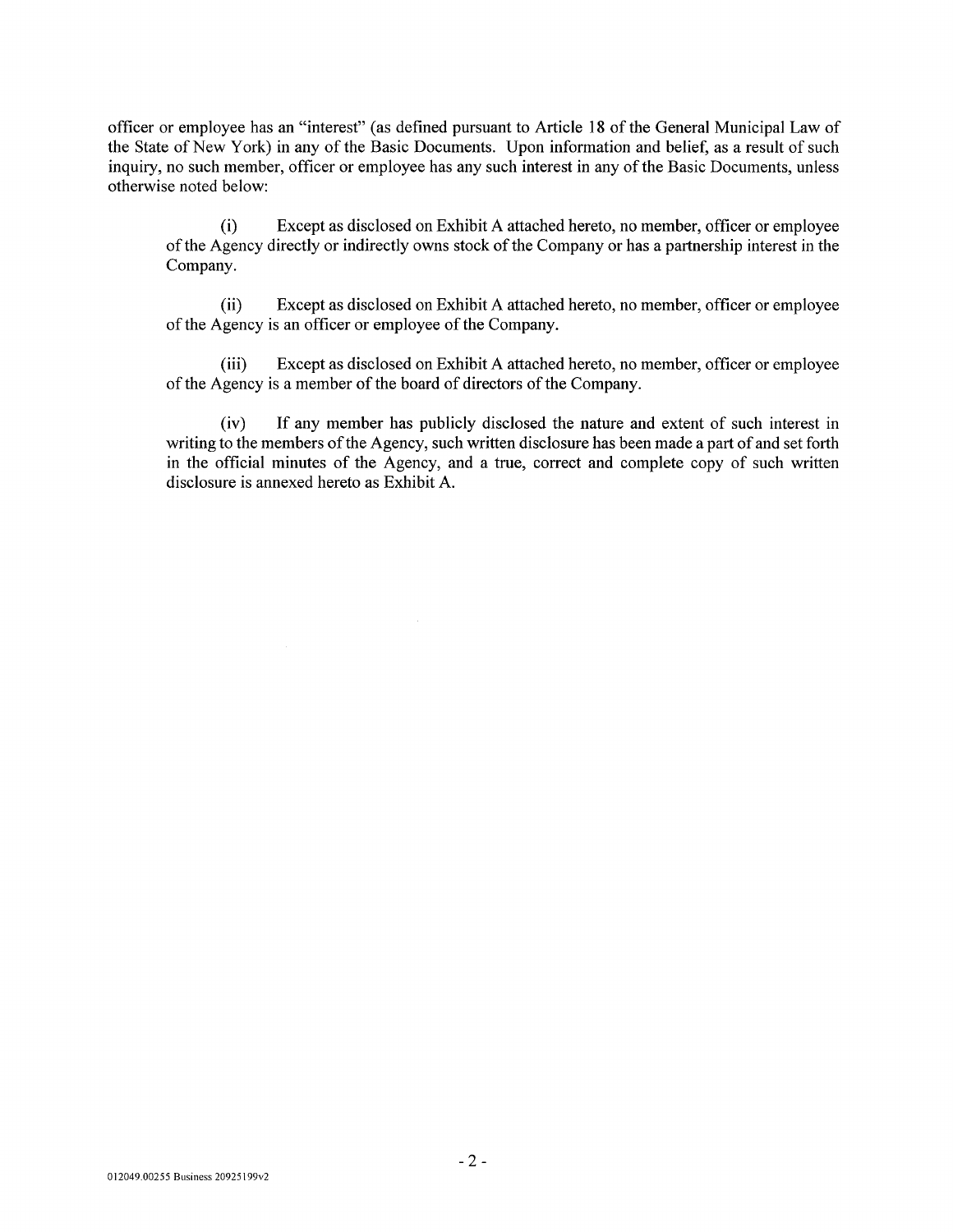officer or employee has an "interest" (as defined pursuant to Article 18 of the General Municipal Law of the State of New York) in any of the Basic Documents. Upon information and belief, as a result of such inquiry, no such member, officer or employee has any such interest in any of the Basic Documents, unless otherwise noted below:

(i) Except as disclosed on Exhibit A attached hereto, no member, officer or employee of the Agency directly or indirectly owns stock of the Company or has a partnership interest in the Company.

(ii) Except as disclosed on Exhibit A attached hereto, no member, officer or employee of the Agency is an officer or employee of the Company.

(iii) Except as disclosed on Exhibit A attached hereto, no member, officer or employee of the Agency is a member of the board of directors of the Company.

(iv) If any member has publicly disclosed the nature and extent of such interest in writing to the members of the Agency, such written disclosure has been made a part of and set forth in the official minutes of the Agency, and a true, correct and complete copy of such written disclosure is annexed hereto as Exhibit A.

012049.00255 Business 20925199v2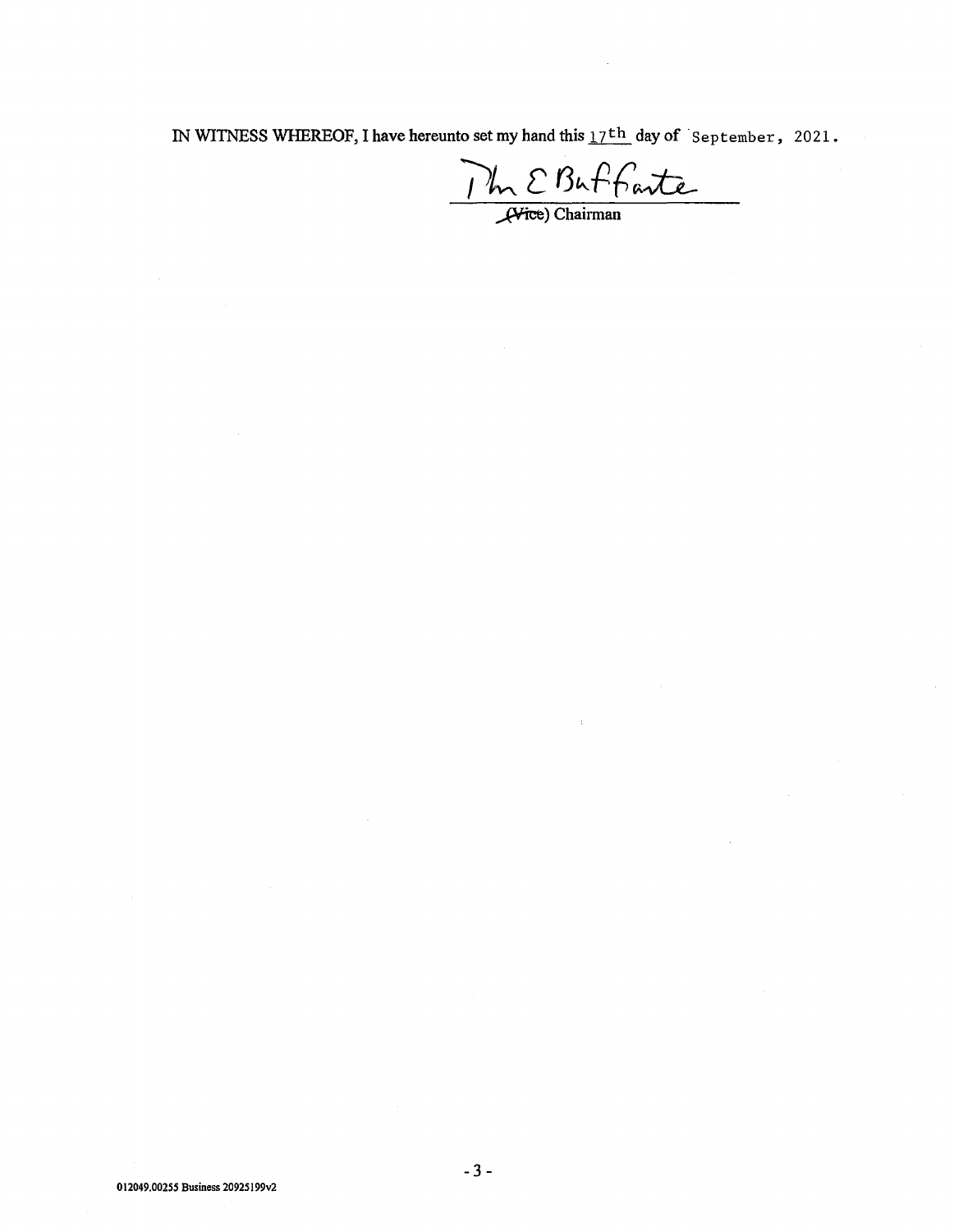IN WITNESS WHEREOF, I have hereunto set my hand this 17th day of September, 2021.

Ph E Buffante

~~(Vice)~~ Chairman

012049.00255 Business 20925199v2